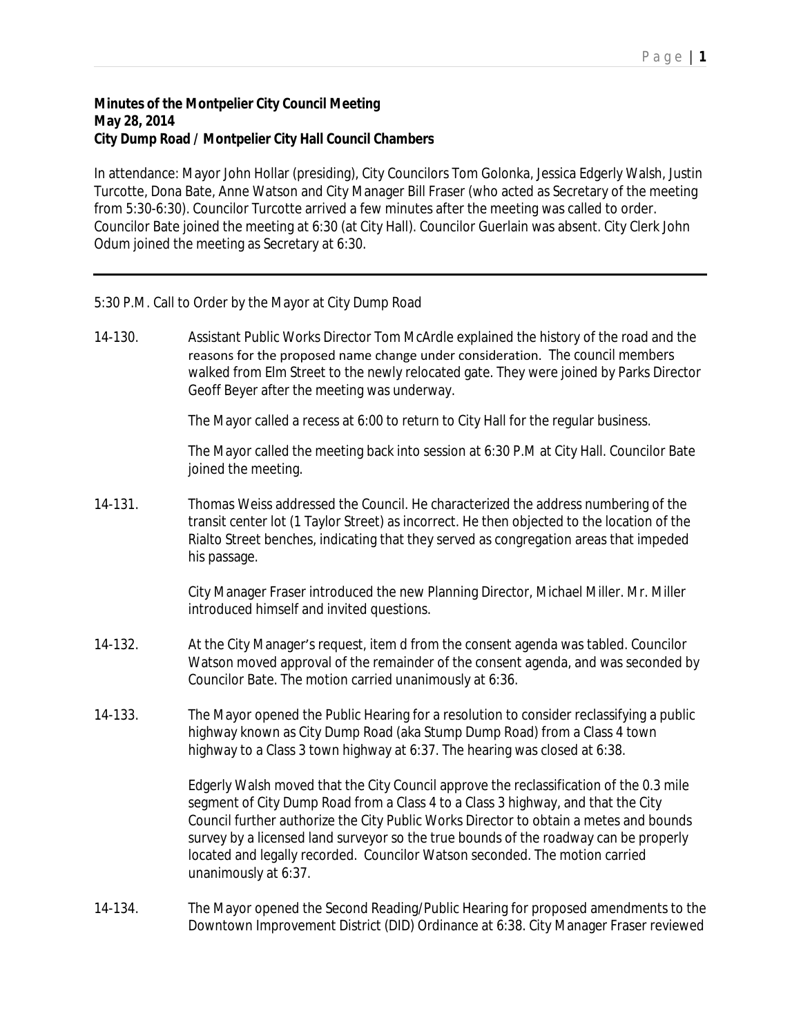**Minutes of the Montpelier City Council Meeting**
**May 28, 2014**
**City Dump Road / Montpelier City Hall Council Chambers**

In attendance: Mayor John Hollar (presiding), City Councilors Tom Golonka, Jessica Edgerly Walsh, Justin Turcotte, Dona Bate, Anne Watson and City Manager Bill Fraser (who acted as Secretary of the meeting from 5:30-6:30). Councilor Turcotte arrived a few minutes after the meeting was called to order. Councilor Bate joined the meeting at 6:30 (at City Hall). Councilor Guerlain was absent. City Clerk John Odum joined the meeting as Secretary at 6:30.

---

5:30 P.M. Call to Order by the Mayor at City Dump Road

14-130. Assistant Public Works Director Tom McArdle explained the history of the road and the reasons for the proposed name change under consideration. The council members walked from Elm Street to the newly relocated gate. They were joined by Parks Director Geoff Beyer after the meeting was underway.

The Mayor called a recess at 6:00 to return to City Hall for the regular business.

The Mayor called the meeting back into session at 6:30 P.M at City Hall. Councilor Bate joined the meeting.

14-131. Thomas Weiss addressed the Council. He characterized the address numbering of the transit center lot (1 Taylor Street) as incorrect. He then objected to the location of the Rialto Street benches, indicating that they served as congregation areas that impeded his passage.

City Manager Fraser introduced the new Planning Director, Michael Miller. Mr. Miller introduced himself and invited questions.

14-132. At the City Manager's request, item d from the consent agenda was tabled. Councilor Watson moved approval of the remainder of the consent agenda, and was seconded by Councilor Bate. The motion carried unanimously at 6:36.

14-133. The Mayor opened the Public Hearing for a resolution to consider reclassifying a public highway known as City Dump Road (aka Stump Dump Road) from a Class 4 town highway to a Class 3 town highway at 6:37. The hearing was closed at 6:38.

Edgerly Walsh moved that the City Council approve the reclassification of the 0.3 mile segment of City Dump Road from a Class 4 to a Class 3 highway, and that the City Council further authorize the City Public Works Director to obtain a metes and bounds survey by a licensed land surveyor so the true bounds of the roadway can be properly located and legally recorded. Councilor Watson seconded. The motion carried unanimously at 6:37.

14-134. The Mayor opened the Second Reading/Public Hearing for proposed amendments to the Downtown Improvement District (DID) Ordinance at 6:38. City Manager Fraser reviewed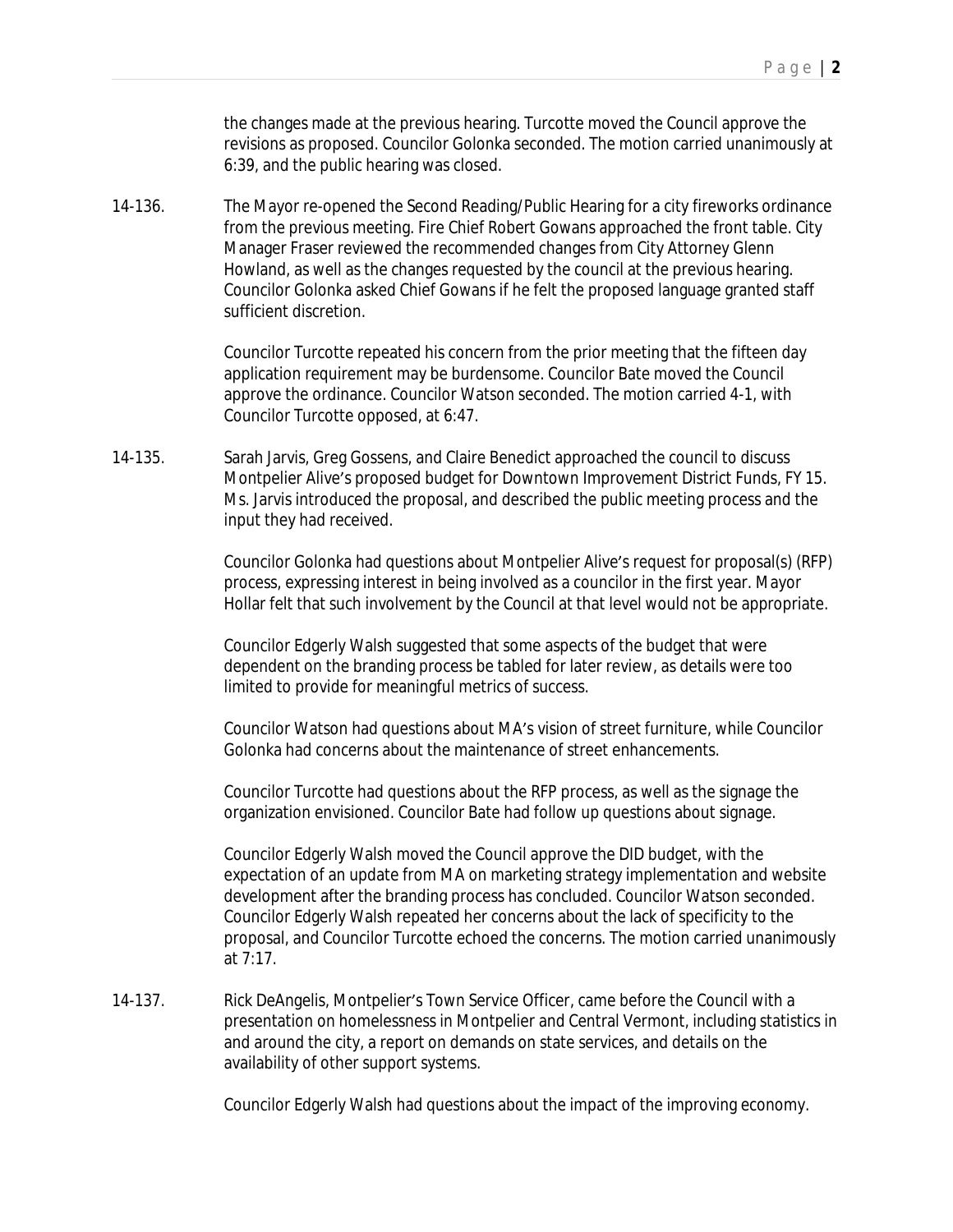the changes made at the previous hearing. Turcotte moved the Council approve the revisions as proposed. Councilor Golonka seconded. The motion carried unanimously at 6:39, and the public hearing was closed.

14-136. The Mayor re-opened the Second Reading/Public Hearing for a city fireworks ordinance from the previous meeting. Fire Chief Robert Gowans approached the front table. City Manager Fraser reviewed the recommended changes from City Attorney Glenn Howland, as well as the changes requested by the council at the previous hearing. Councilor Golonka asked Chief Gowans if he felt the proposed language granted staff sufficient discretion.

Councilor Turcotte repeated his concern from the prior meeting that the fifteen day application requirement may be burdensome. Councilor Bate moved the Council approve the ordinance. Councilor Watson seconded. The motion carried 4-1, with Councilor Turcotte opposed, at 6:47.

14-135. Sarah Jarvis, Greg Gossens, and Claire Benedict approached the council to discuss Montpelier Alive's proposed budget for Downtown Improvement District Funds, FY 15. Ms. Jarvis introduced the proposal, and described the public meeting process and the input they had received.

Councilor Golonka had questions about Montpelier Alive's request for proposal(s) (RFP) process, expressing interest in being involved as a councilor in the first year. Mayor Hollar felt that such involvement by the Council at that level would not be appropriate.

Councilor Edgerly Walsh suggested that some aspects of the budget that were dependent on the branding process be tabled for later review, as details were too limited to provide for meaningful metrics of success.

Councilor Watson had questions about MA's vision of street furniture, while Councilor Golonka had concerns about the maintenance of street enhancements.

Councilor Turcotte had questions about the RFP process, as well as the signage the organization envisioned. Councilor Bate had follow up questions about signage.

Councilor Edgerly Walsh moved the Council approve the DID budget, with the expectation of an update from MA on marketing strategy implementation and website development after the branding process has concluded. Councilor Watson seconded. Councilor Edgerly Walsh repeated her concerns about the lack of specificity to the proposal, and Councilor Turcotte echoed the concerns. The motion carried unanimously at 7:17.

14-137. Rick DeAngelis, Montpelier's Town Service Officer, came before the Council with a presentation on homelessness in Montpelier and Central Vermont, including statistics in and around the city, a report on demands on state services, and details on the availability of other support systems.

Councilor Edgerly Walsh had questions about the impact of the improving economy.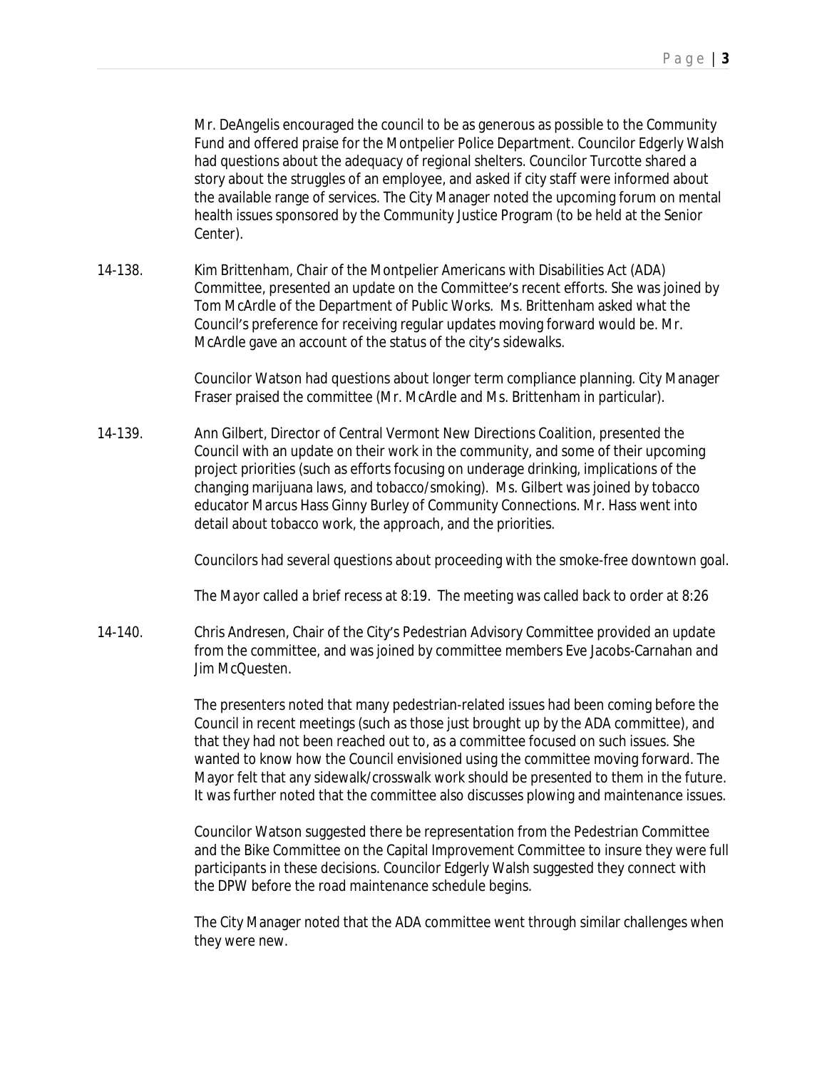Mr. DeAngelis encouraged the council to be as generous as possible to the Community Fund and offered praise for the Montpelier Police Department. Councilor Edgerly Walsh had questions about the adequacy of regional shelters. Councilor Turcotte shared a story about the struggles of an employee, and asked if city staff were informed about the available range of services. The City Manager noted the upcoming forum on mental health issues sponsored by the Community Justice Program (to be held at the Senior Center).

14-138. Kim Brittenham, Chair of the Montpelier Americans with Disabilities Act (ADA) Committee, presented an update on the Committee's recent efforts. She was joined by Tom McArdle of the Department of Public Works. Ms. Brittenham asked what the Council's preference for receiving regular updates moving forward would be. Mr. McArdle gave an account of the status of the city's sidewalks.

Councilor Watson had questions about longer term compliance planning. City Manager Fraser praised the committee (Mr. McArdle and Ms. Brittenham in particular).

14-139. Ann Gilbert, Director of Central Vermont New Directions Coalition, presented the Council with an update on their work in the community, and some of their upcoming project priorities (such as efforts focusing on underage drinking, implications of the changing marijuana laws, and tobacco/smoking). Ms. Gilbert was joined by tobacco educator Marcus Hass Ginny Burley of Community Connections. Mr. Hass went into detail about tobacco work, the approach, and the priorities.

Councilors had several questions about proceeding with the smoke-free downtown goal.

The Mayor called a brief recess at 8:19. The meeting was called back to order at 8:26

14-140. Chris Andresen, Chair of the City's Pedestrian Advisory Committee provided an update from the committee, and was joined by committee members Eve Jacobs-Carnahan and Jim McQuesten.

The presenters noted that many pedestrian-related issues had been coming before the Council in recent meetings (such as those just brought up by the ADA committee), and that they had not been reached out to, as a committee focused on such issues. She wanted to know how the Council envisioned using the committee moving forward. The Mayor felt that any sidewalk/crosswalk work should be presented to them in the future. It was further noted that the committee also discusses plowing and maintenance issues.

Councilor Watson suggested there be representation from the Pedestrian Committee and the Bike Committee on the Capital Improvement Committee to insure they were full participants in these decisions. Councilor Edgerly Walsh suggested they connect with the DPW before the road maintenance schedule begins.

The City Manager noted that the ADA committee went through similar challenges when they were new.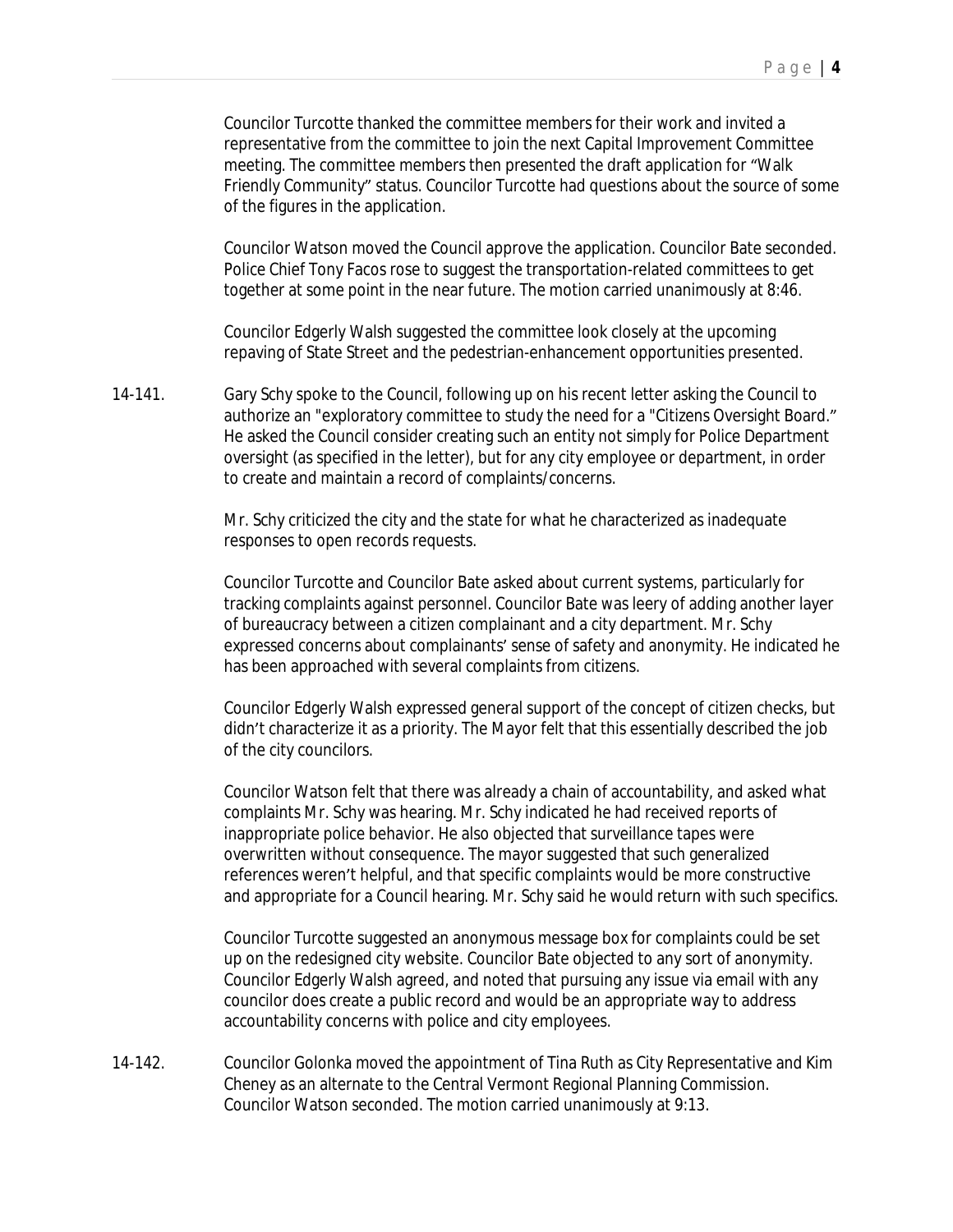Councilor Turcotte thanked the committee members for their work and invited a representative from the committee to join the next Capital Improvement Committee meeting. The committee members then presented the draft application for "Walk Friendly Community" status. Councilor Turcotte had questions about the source of some of the figures in the application.

Councilor Watson moved the Council approve the application. Councilor Bate seconded. Police Chief Tony Facos rose to suggest the transportation-related committees to get together at some point in the near future. The motion carried unanimously at 8:46.

Councilor Edgerly Walsh suggested the committee look closely at the upcoming repaving of State Street and the pedestrian-enhancement opportunities presented.

14-141. Gary Schy spoke to the Council, following up on his recent letter asking the Council to authorize an "exploratory committee to study the need for a "Citizens Oversight Board." He asked the Council consider creating such an entity not simply for Police Department oversight (as specified in the letter), but for any city employee or department, in order to create and maintain a record of complaints/concerns.

Mr. Schy criticized the city and the state for what he characterized as inadequate responses to open records requests.

Councilor Turcotte and Councilor Bate asked about current systems, particularly for tracking complaints against personnel. Councilor Bate was leery of adding another layer of bureaucracy between a citizen complainant and a city department. Mr. Schy expressed concerns about complainants' sense of safety and anonymity. He indicated he has been approached with several complaints from citizens.

Councilor Edgerly Walsh expressed general support of the concept of citizen checks, but didn't characterize it as a priority. The Mayor felt that this essentially described the job of the city councilors.

Councilor Watson felt that there was already a chain of accountability, and asked what complaints Mr. Schy was hearing. Mr. Schy indicated he had received reports of inappropriate police behavior. He also objected that surveillance tapes were overwritten without consequence. The mayor suggested that such generalized references weren't helpful, and that specific complaints would be more constructive and appropriate for a Council hearing. Mr. Schy said he would return with such specifics.

Councilor Turcotte suggested an anonymous message box for complaints could be set up on the redesigned city website. Councilor Bate objected to any sort of anonymity. Councilor Edgerly Walsh agreed, and noted that pursuing any issue via email with any councilor does create a public record and would be an appropriate way to address accountability concerns with police and city employees.

14-142. Councilor Golonka moved the appointment of Tina Ruth as City Representative and Kim Cheney as an alternate to the Central Vermont Regional Planning Commission. Councilor Watson seconded. The motion carried unanimously at 9:13.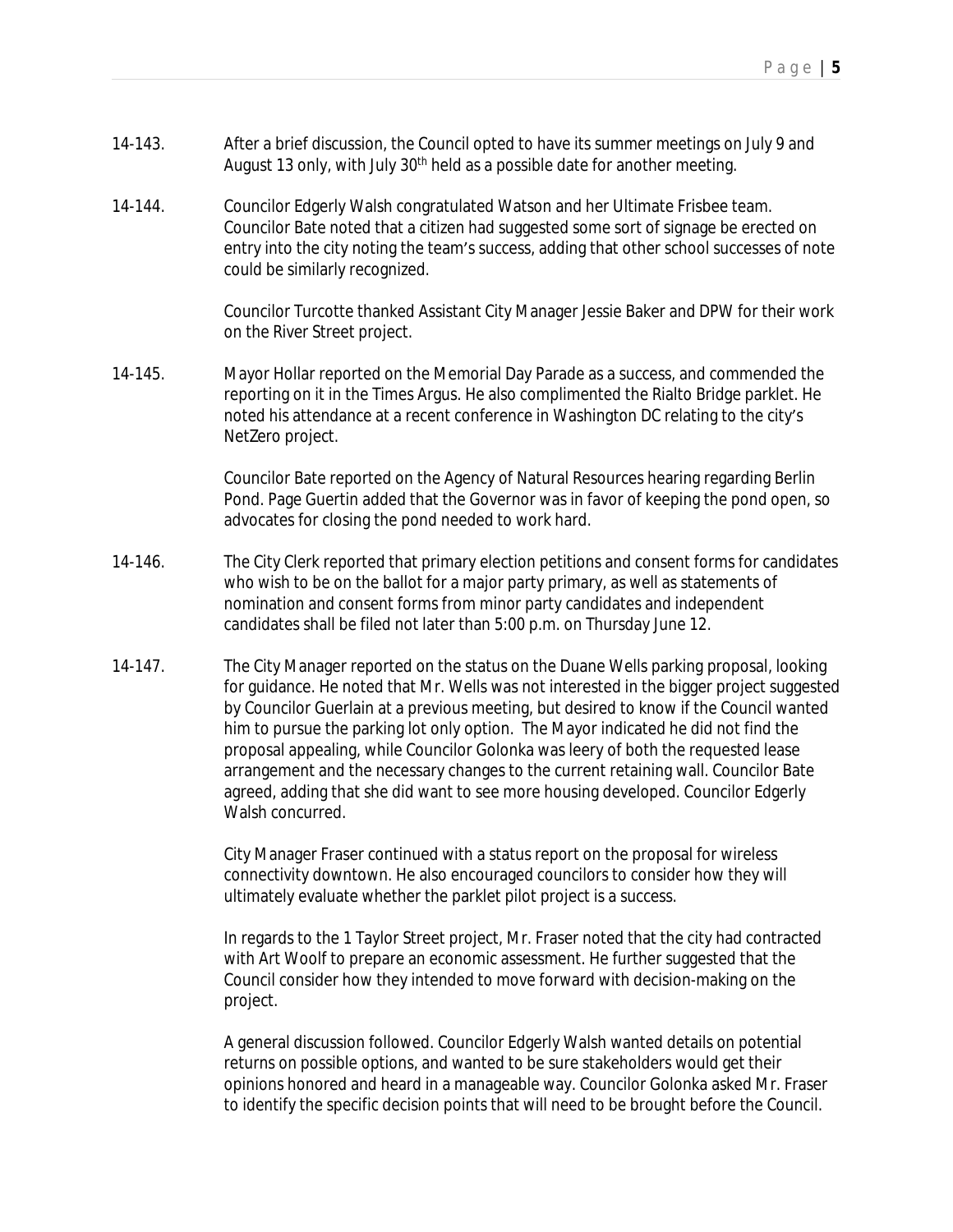14-143. After a brief discussion, the Council opted to have its summer meetings on July 9 and August 13 only, with July 30th held as a possible date for another meeting.

14-144. Councilor Edgerly Walsh congratulated Watson and her Ultimate Frisbee team. Councilor Bate noted that a citizen had suggested some sort of signage be erected on entry into the city noting the team's success, adding that other school successes of note could be similarly recognized.

Councilor Turcotte thanked Assistant City Manager Jessie Baker and DPW for their work on the River Street project.

14-145. Mayor Hollar reported on the Memorial Day Parade as a success, and commended the reporting on it in the Times Argus. He also complimented the Rialto Bridge parklet. He noted his attendance at a recent conference in Washington DC relating to the city's NetZero project.

Councilor Bate reported on the Agency of Natural Resources hearing regarding Berlin Pond. Page Guertin added that the Governor was in favor of keeping the pond open, so advocates for closing the pond needed to work hard.

14-146. The City Clerk reported that primary election petitions and consent forms for candidates who wish to be on the ballot for a major party primary, as well as statements of nomination and consent forms from minor party candidates and independent candidates shall be filed not later than 5:00 p.m. on Thursday June 12.

14-147. The City Manager reported on the status on the Duane Wells parking proposal, looking for guidance. He noted that Mr. Wells was not interested in the bigger project suggested by Councilor Guerlain at a previous meeting, but desired to know if the Council wanted him to pursue the parking lot only option. The Mayor indicated he did not find the proposal appealing, while Councilor Golonka was leery of both the requested lease arrangement and the necessary changes to the current retaining wall. Councilor Bate agreed, adding that she did want to see more housing developed. Councilor Edgerly Walsh concurred.

City Manager Fraser continued with a status report on the proposal for wireless connectivity downtown. He also encouraged councilors to consider how they will ultimately evaluate whether the parklet pilot project is a success.

In regards to the 1 Taylor Street project, Mr. Fraser noted that the city had contracted with Art Woolf to prepare an economic assessment. He further suggested that the Council consider how they intended to move forward with decision-making on the project.

A general discussion followed. Councilor Edgerly Walsh wanted details on potential returns on possible options, and wanted to be sure stakeholders would get their opinions honored and heard in a manageable way. Councilor Golonka asked Mr. Fraser to identify the specific decision points that will need to be brought before the Council.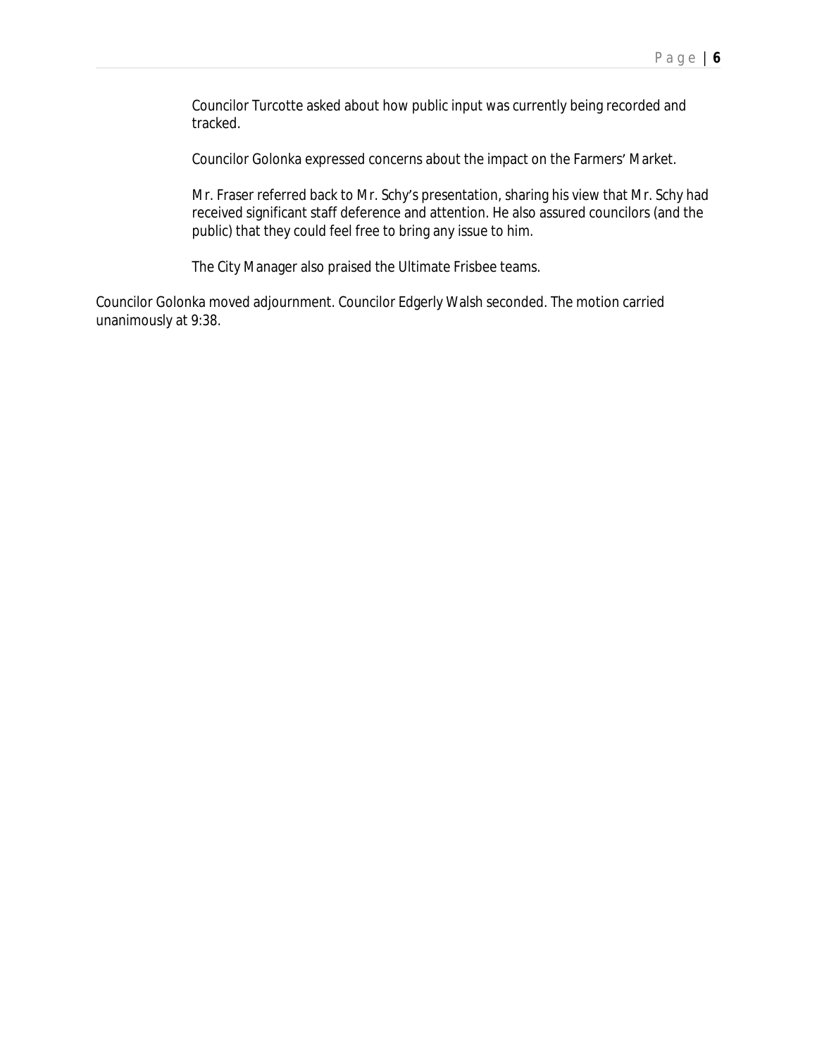Councilor Turcotte asked about how public input was currently being recorded and tracked.

Councilor Golonka expressed concerns about the impact on the Farmers' Market.

Mr. Fraser referred back to Mr. Schy's presentation, sharing his view that Mr. Schy had received significant staff deference and attention. He also assured councilors (and the public) that they could feel free to bring any issue to him.

The City Manager also praised the Ultimate Frisbee teams.

Councilor Golonka moved adjournment. Councilor Edgerly Walsh seconded. The motion carried unanimously at 9:38.